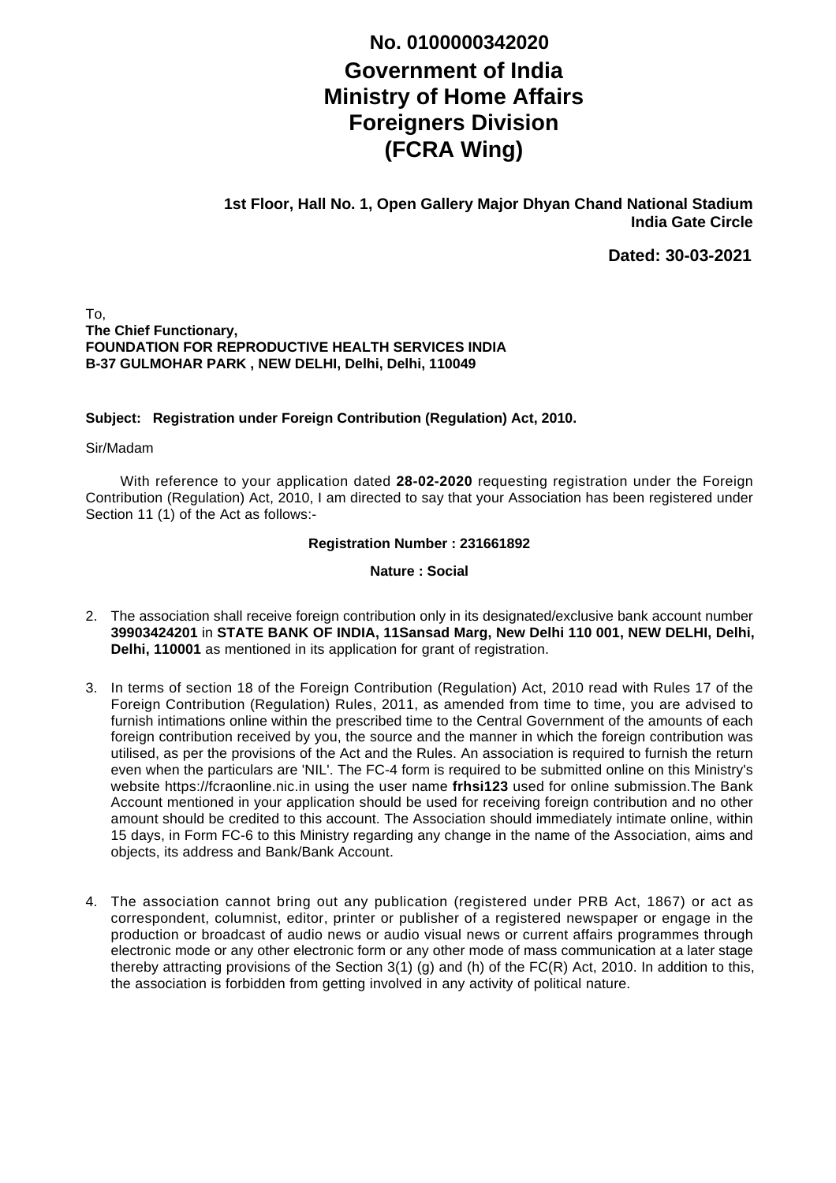**No. 0100000342020**

# Government of India
# Ministry of Home Affairs
# Foreigners Division
# (FCRA Wing)

**1st Floor, Hall No. 1, Open Gallery Major Dhyan Chand National Stadium**
**India Gate Circle**

**Dated: 30-03-2021**

To,
**The Chief Functionary,**
**FOUNDATION FOR REPRODUCTIVE HEALTH SERVICES INDIA**
**B-37 GULMOHAR PARK , NEW DELHI, Delhi, Delhi, 110049**

**Subject: Registration under Foreign Contribution (Regulation) Act, 2010.**

Sir/Madam

With reference to your application dated **28-02-2020** requesting registration under the Foreign Contribution (Regulation) Act, 2010, I am directed to say that your Association has been registered under Section 11 (1) of the Act as follows:-

**Registration Number : 231661892**

**Nature : Social**

2. The association shall receive foreign contribution only in its designated/exclusive bank account number **39903424201** in **STATE BANK OF INDIA, 11Sansad Marg, New Delhi 110 001, NEW DELHI, Delhi, Delhi, 110001** as mentioned in its application for grant of registration.

3. In terms of section 18 of the Foreign Contribution (Regulation) Act, 2010 read with Rules 17 of the Foreign Contribution (Regulation) Rules, 2011, as amended from time to time, you are advised to furnish intimations online within the prescribed time to the Central Government of the amounts of each foreign contribution received by you, the source and the manner in which the foreign contribution was utilised, as per the provisions of the Act and the Rules. An association is required to furnish the return even when the particulars are 'NIL'. The FC-4 form is required to be submitted online on this Ministry's website https://fcraonline.nic.in using the user name **frhsi123** used for online submission.The Bank Account mentioned in your application should be used for receiving foreign contribution and no other amount should be credited to this account. The Association should immediately intimate online, within 15 days, in Form FC-6 to this Ministry regarding any change in the name of the Association, aims and objects, its address and Bank/Bank Account.

4. The association cannot bring out any publication (registered under PRB Act, 1867) or act as correspondent, columnist, editor, printer or publisher of a registered newspaper or engage in the production or broadcast of audio news or audio visual news or current affairs programmes through electronic mode or any other electronic form or any other mode of mass communication at a later stage thereby attracting provisions of the Section 3(1) (g) and (h) of the FC(R) Act, 2010. In addition to this, the association is forbidden from getting involved in any activity of political nature.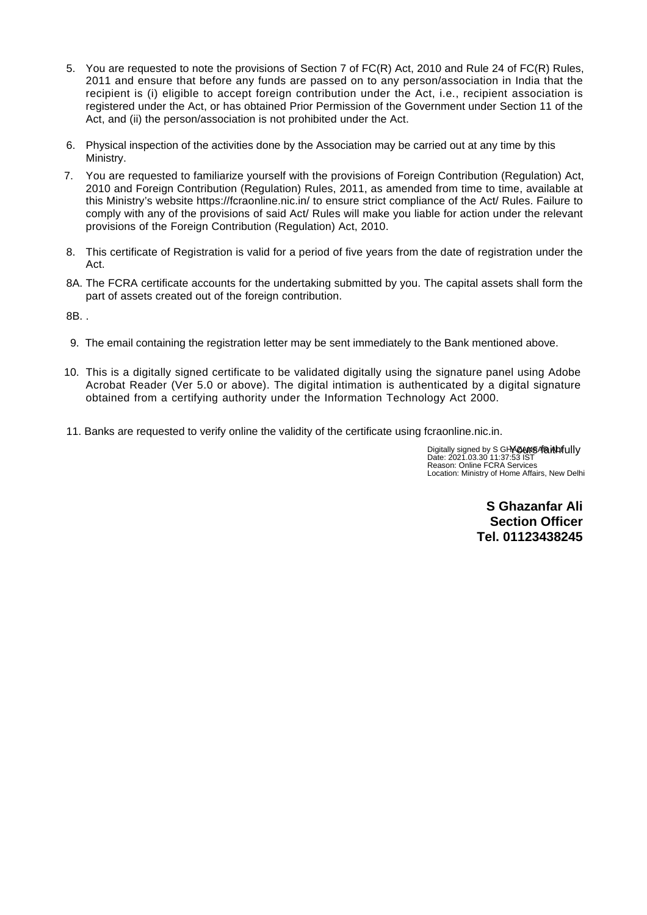5. You are requested to note the provisions of Section 7 of FC(R) Act, 2010 and Rule 24 of FC(R) Rules, 2011 and ensure that before any funds are passed on to any person/association in India that the recipient is (i) eligible to accept foreign contribution under the Act, i.e., recipient association is registered under the Act, or has obtained Prior Permission of the Government under Section 11 of the Act, and (ii) the person/association is not prohibited under the Act.

6. Physical inspection of the activities done by the Association may be carried out at any time by this Ministry.

7. You are requested to familiarize yourself with the provisions of Foreign Contribution (Regulation) Act, 2010 and Foreign Contribution (Regulation) Rules, 2011, as amended from time to time, available at this Ministry's website https://fcraonline.nic.in/ to ensure strict compliance of the Act/ Rules. Failure to comply with any of the provisions of said Act/ Rules will make you liable for action under the relevant provisions of the Foreign Contribution (Regulation) Act, 2010.

8. This certificate of Registration is valid for a period of five years from the date of registration under the Act.

8A. The FCRA certificate accounts for the undertaking submitted by you. The capital assets shall form the part of assets created out of the foreign contribution.

8B. .

9. The email containing the registration letter may be sent immediately to the Bank mentioned above.

10. This is a digitally signed certificate to be validated digitally using the signature panel using Adobe Acrobat Reader (Ver 5.0 or above). The digital intimation is authenticated by a digital signature obtained from a certifying authority under the Information Technology Act 2000.

11. Banks are requested to verify online the validity of the certificate using fcraonline.nic.in.

Yours faithfully

Digitally signed by S GHAZANFAR ALI
Date: 2021.03.30 11:37:53 IST
Reason: Online FCRA Services
Location: Ministry of Home Affairs, New Delhi

**S Ghazanfar Ali**
**Section Officer**
**Tel. 01123438245**